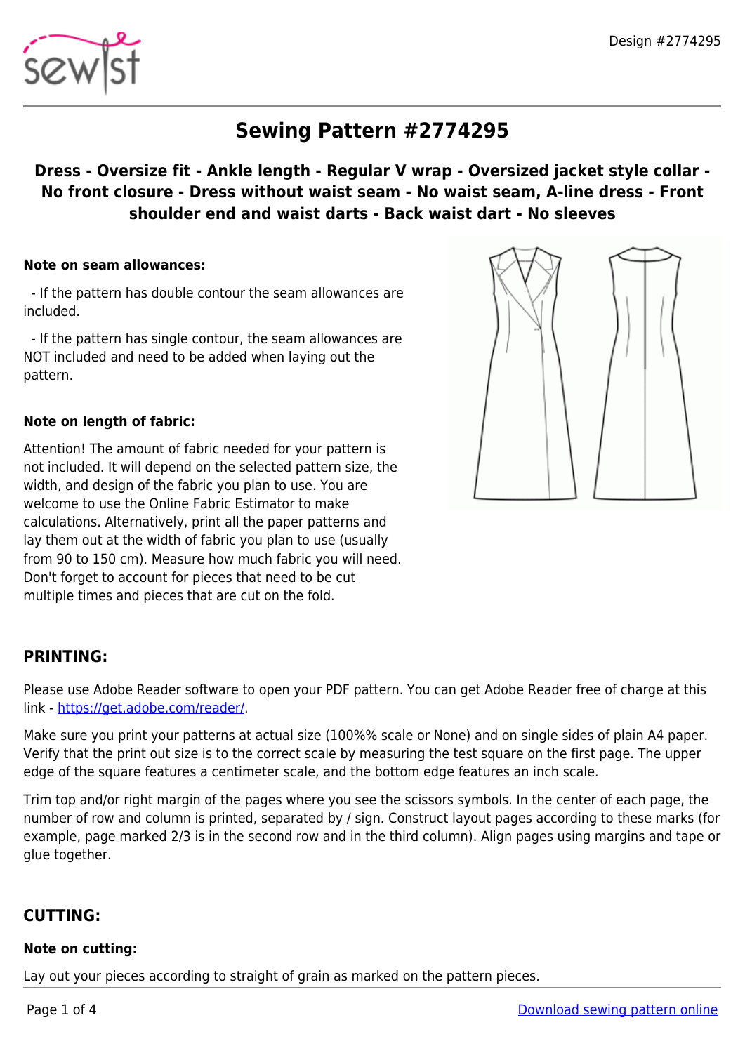# Sewing Pattern #2774295

**Dress - Oversize fit - Ankle length - Regular V wrap - Oversized jacket style collar - No front closure - Dress without waist seam - No waist seam, A-line dress - Front shoulder end and waist darts - Back waist dart - No sleeves**

**Note on seam allowances:**

- If the pattern has double contour the seam allowances are included.

- If the pattern has single contour, the seam allowances are NOT included and need to be added when laying out the pattern.

**Note on length of fabric:**

Attention! The amount of fabric needed for your pattern is not included. It will depend on the selected pattern size, the width, and design of the fabric you plan to use. You are welcome to use the Online Fabric Estimator to make calculations. Alternatively, print all the paper patterns and lay them out at the width of fabric you plan to use (usually from 90 to 150 cm). Measure how much fabric you will need. Don't forget to account for pieces that need to be cut multiple times and pieces that are cut on the fold.

## PRINTING:

Please use Adobe Reader software to open your PDF pattern. You can get Adobe Reader free of charge at this link - [https://get.adobe.com/reader/](https://get.adobe.com/reader/).

Make sure you print your patterns at actual size (100%% scale or None) and on single sides of plain A4 paper. Verify that the print out size is to the correct scale by measuring the test square on the first page. The upper edge of the square features a centimeter scale, and the bottom edge features an inch scale.

Trim top and/or right margin of the pages where you see the scissors symbols. In the center of each page, the number of row and column is printed, separated by / sign. Construct layout pages according to these marks (for example, page marked 2/3 is in the second row and in the third column). Align pages using margins and tape or glue together.

## CUTTING:

**Note on cutting:**

Lay out your pieces according to straight of grain as marked on the pattern pieces.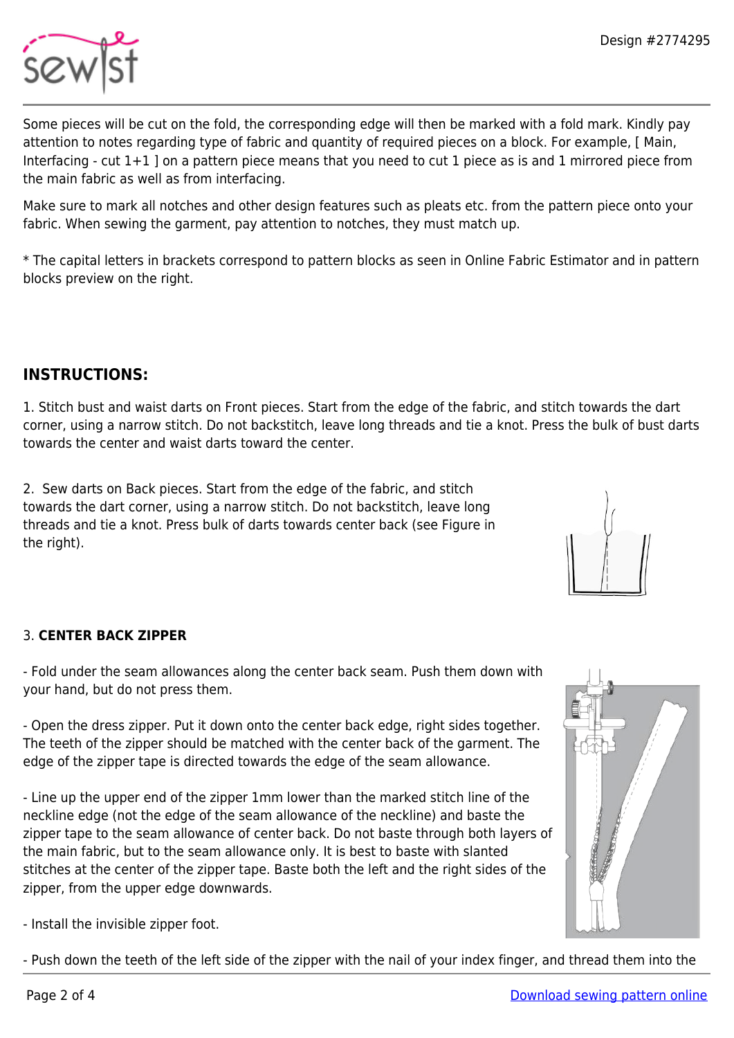Some pieces will be cut on the fold, the corresponding edge will then be marked with a fold mark. Kindly pay attention to notes regarding type of fabric and quantity of required pieces on a block. For example, [ Main, Interfacing - cut 1+1 ] on a pattern piece means that you need to cut 1 piece as is and 1 mirrored piece from the main fabric as well as from interfacing.

Make sure to mark all notches and other design features such as pleats etc. from the pattern piece onto your fabric. When sewing the garment, pay attention to notches, they must match up.

* The capital letters in brackets correspond to pattern blocks as seen in Online Fabric Estimator and in pattern blocks preview on the right.

## INSTRUCTIONS:

1. Stitch bust and waist darts on Front pieces. Start from the edge of the fabric, and stitch towards the dart corner, using a narrow stitch. Do not backstitch, leave long threads and tie a knot. Press the bulk of bust darts towards the center and waist darts toward the center.

2. Sew darts on Back pieces. Start from the edge of the fabric, and stitch towards the dart corner, using a narrow stitch. Do not backstitch, leave long threads and tie a knot. Press bulk of darts towards center back (see Figure in the right).

3. **CENTER BACK ZIPPER**

- Fold under the seam allowances along the center back seam. Push them down with your hand, but do not press them.

- Open the dress zipper. Put it down onto the center back edge, right sides together. The teeth of the zipper should be matched with the center back of the garment. The edge of the zipper tape is directed towards the edge of the seam allowance.

- Line up the upper end of the zipper 1mm lower than the marked stitch line of the neckline edge (not the edge of the seam allowance of the neckline) and baste the zipper tape to the seam allowance of center back. Do not baste through both layers of the main fabric, but to the seam allowance only. It is best to baste with slanted stitches at the center of the zipper tape. Baste both the left and the right sides of the zipper, from the upper edge downwards.

- Install the invisible zipper foot.

- Push down the teeth of the left side of the zipper with the nail of your index finger, and thread them into the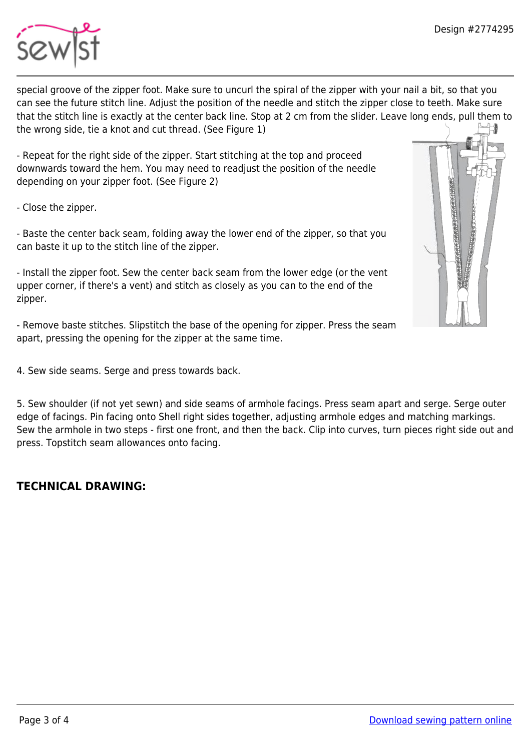special groove of the zipper foot. Make sure to uncurl the spiral of the zipper with your nail a bit, so that you can see the future stitch line. Adjust the position of the needle and stitch the zipper close to teeth. Make sure that the stitch line is exactly at the center back line. Stop at 2 cm from the slider. Leave long ends, pull them to the wrong side, tie a knot and cut thread. (See Figure 1)

- Repeat for the right side of the zipper. Start stitching at the top and proceed downwards toward the hem. You may need to readjust the position of the needle depending on your zipper foot. (See Figure 2)

- Close the zipper.

- Baste the center back seam, folding away the lower end of the zipper, so that you can baste it up to the stitch line of the zipper.

- Install the zipper foot. Sew the center back seam from the lower edge (or the vent upper corner, if there's a vent) and stitch as closely as you can to the end of the zipper.

- Remove baste stitches. Slipstitch the base of the opening for zipper. Press the seam apart, pressing the opening for the zipper at the same time.

4. Sew side seams. Serge and press towards back.

5. Sew shoulder (if not yet sewn) and side seams of armhole facings. Press seam apart and serge. Serge outer edge of facings. Pin facing onto Shell right sides together, adjusting armhole edges and matching markings. Sew the armhole in two steps - first one front, and then the back. Clip into curves, turn pieces right side out and press. Topstitch seam allowances onto facing.

## TECHNICAL DRAWING: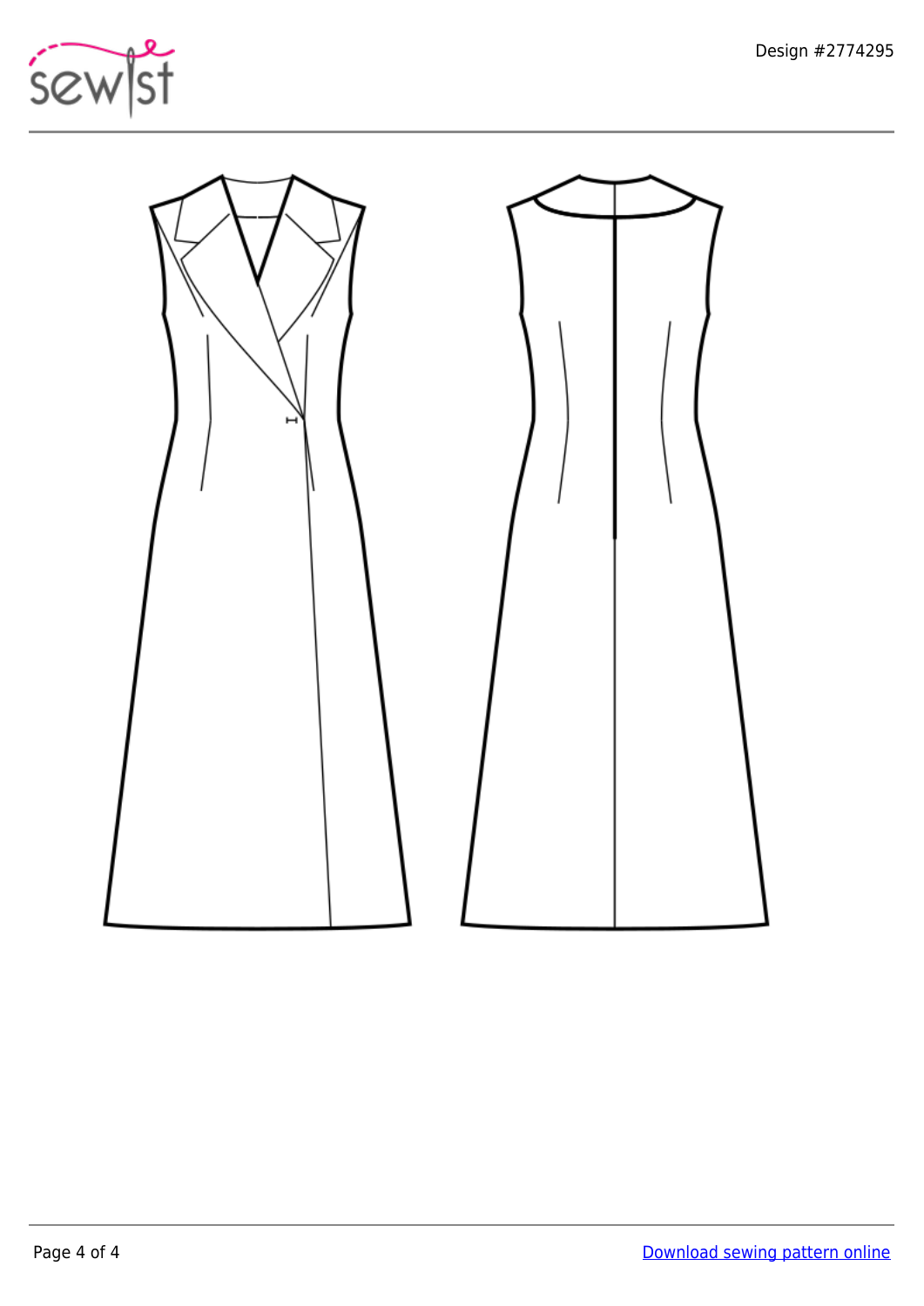Design #2774295

[Download sewing pattern online]()